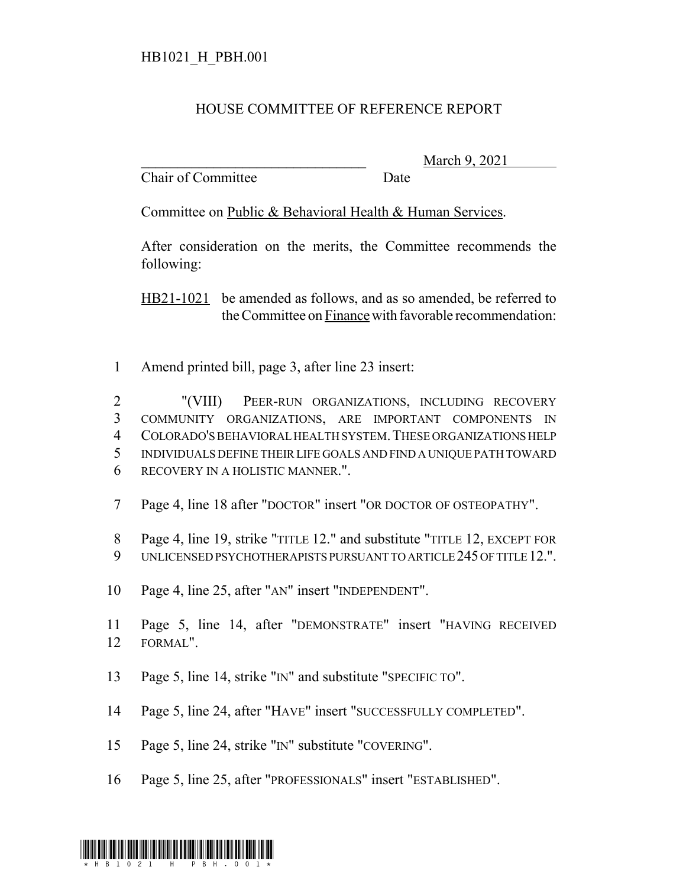HB1021_H_PBH.001

# HOUSE COMMITTEE OF REFERENCE REPORT

________________________________ March 9, 2021
Chair of Committee Date

Committee on Public & Behavioral Health & Human Services.

After consideration on the merits, the Committee recommends the following:

HB21-1021 be amended as follows, and as so amended, be referred to the Committee on Finance with favorable recommendation:

1 Amend printed bill, page 3, after line 23 insert:

2 "(VIII) PEER-RUN ORGANIZATIONS, INCLUDING RECOVERY
3 COMMUNITY ORGANIZATIONS, ARE IMPORTANT COMPONENTS IN
4 COLORADO'S BEHAVIORAL HEALTH SYSTEM. THESE ORGANIZATIONS HELP
5 INDIVIDUALS DEFINE THEIR LIFE GOALS AND FIND A UNIQUE PATH TOWARD
6 RECOVERY IN A HOLISTIC MANNER.".

7 Page 4, line 18 after "DOCTOR" insert "OR DOCTOR OF OSTEOPATHY".

8 Page 4, line 19, strike "TITLE 12." and substitute "TITLE 12, EXCEPT FOR
9 UNLICENSED PSYCHOTHERAPISTS PURSUANT TO ARTICLE 245 OF TITLE 12.".

10 Page 4, line 25, after "AN" insert "INDEPENDENT".

11 Page 5, line 14, after "DEMONSTRATE" insert "HAVING RECEIVED
12 FORMAL".

13 Page 5, line 14, strike "IN" and substitute "SPECIFIC TO".

14 Page 5, line 24, after "HAVE" insert "SUCCESSFULLY COMPLETED".

15 Page 5, line 24, strike "IN" substitute "COVERING".

16 Page 5, line 25, after "PROFESSIONALS" insert "ESTABLISHED".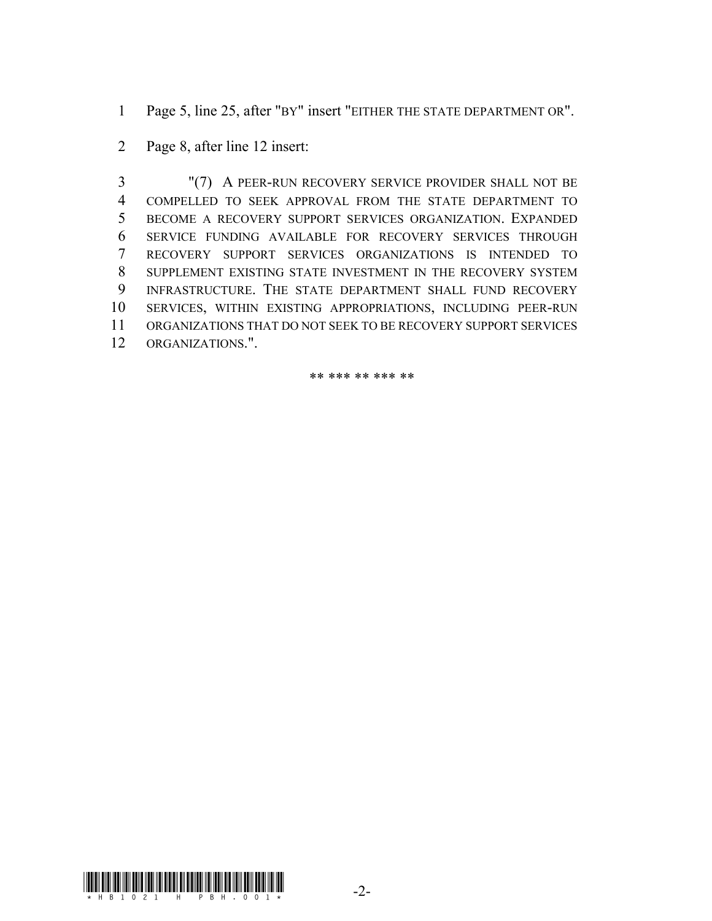Page 5, line 25, after "BY" insert "EITHER THE STATE DEPARTMENT OR".

Page 8, after line 12 insert:

"(7) A PEER-RUN RECOVERY SERVICE PROVIDER SHALL NOT BE COMPELLED TO SEEK APPROVAL FROM THE STATE DEPARTMENT TO BECOME A RECOVERY SUPPORT SERVICES ORGANIZATION. EXPANDED SERVICE FUNDING AVAILABLE FOR RECOVERY SERVICES THROUGH RECOVERY SUPPORT SERVICES ORGANIZATIONS IS INTENDED TO SUPPLEMENT EXISTING STATE INVESTMENT IN THE RECOVERY SYSTEM INFRASTRUCTURE. THE STATE DEPARTMENT SHALL FUND RECOVERY SERVICES, WITHIN EXISTING APPROPRIATIONS, INCLUDING PEER-RUN ORGANIZATIONS THAT DO NOT SEEK TO BE RECOVERY SUPPORT SERVICES ORGANIZATIONS.".

** *** ** *** **